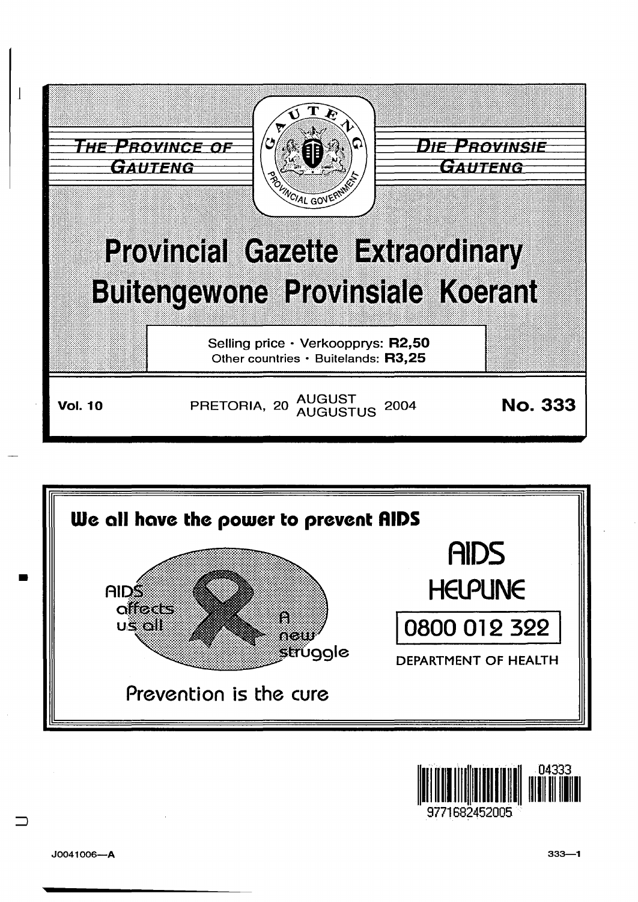THE PROVINCE OF GAUTENG

DIE PROVINSIE GAUTENG

# Provincial Gazette Extraordinary
# Buitengewone Provinsiale Koerant

Selling price · Verkoopprys: **R2,50**
Other countries · Buitelands: **R3,25**

**Vol. 10** PRETORIA, 20 AUGUST AUGUSTUS 2004 **No. 333**

**We all have the power to prevent AIDS**

AIDS affects us all

A new struggle

Prevention is the cure

AIDS HELPLINE

0800 012 322

DEPARTMENT OF HEALTH

J0041006—A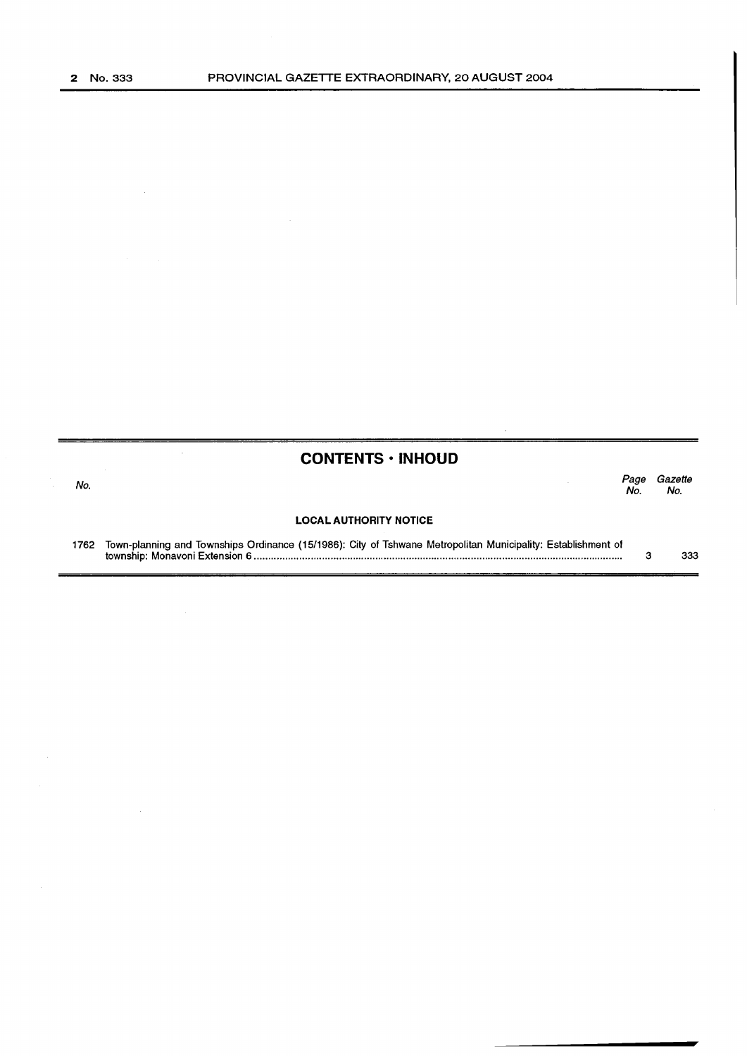## CONTENTS · INHOUD

| No. | | Page No. | Gazette No. |
|---|---|---|---|
| | **LOCAL AUTHORITY NOTICE** | | |
| 1762 | Town-planning and Townships Ordinance (15/1986): City of Tshwane Metropolitan Municipality: Establishment of township: Monavoni Extension 6 | 3 | 333 |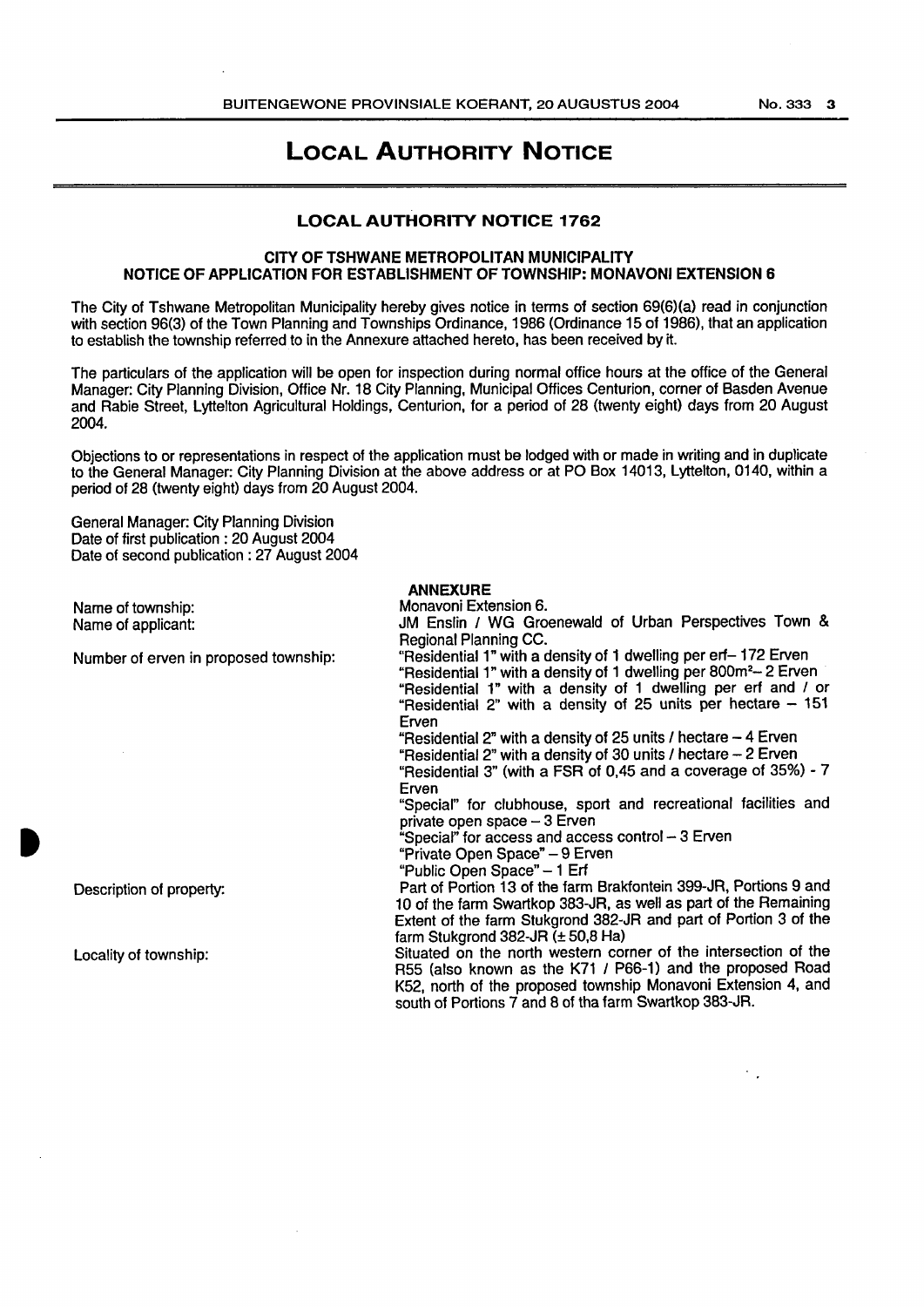# LOCAL AUTHORITY NOTICE

## LOCAL AUTHORITY NOTICE 1762

### CITY OF TSHWANE METROPOLITAN MUNICIPALITY
### NOTICE OF APPLICATION FOR ESTABLISHMENT OF TOWNSHIP: MONAVONI EXTENSION 6

The City of Tshwane Metropolitan Municipality hereby gives notice in terms of section 69(6)(a) read in conjunction with section 96(3) of the Town Planning and Townships Ordinance, 1986 (Ordinance 15 of 1986), that an application to establish the township referred to in the Annexure attached hereto, has been received by it.

The particulars of the application will be open for inspection during normal office hours at the office of the General Manager: City Planning Division, Office Nr. 18 City Planning, Municipal Offices Centurion, corner of Basden Avenue and Rabie Street, Lyttelton Agricultural Holdings, Centurion, for a period of 28 (twenty eight) days from 20 August 2004.

Objections to or representations in respect of the application must be lodged with or made in writing and in duplicate to the General Manager: City Planning Division at the above address or at PO Box 14013, Lyttelton, 0140, within a period of 28 (twenty eight) days from 20 August 2004.

General Manager: City Planning Division
Date of first publication : 20 August 2004
Date of second publication : 27 August 2004

**ANNEXURE**

Name of township: Monavoni Extension 6.

Name of applicant: JM Enslin / WG Groenewald of Urban Perspectives Town & Regional Planning CC.

Number of erven in proposed township:
"Residential 1" with a density of 1 dwelling per erf– 172 Erven
"Residential 1" with a density of 1 dwelling per 800m² – 2 Erven
"Residential 1" with a density of 1 dwelling per erf and / or "Residential 2" with a density of 25 units per hectare – 151 Erven
"Residential 2" with a density of 25 units / hectare – 4 Erven
"Residential 2" with a density of 30 units / hectare – 2 Erven
"Residential 3" (with a FSR of 0,45 and a coverage of 35%) - 7 Erven
"Special" for clubhouse, sport and recreational facilities and private open space – 3 Erven
"Special" for access and access control – 3 Erven
"Private Open Space" – 9 Erven
"Public Open Space" – 1 Erf

Description of property: Part of Portion 13 of the farm Brakfontein 399-JR, Portions 9 and 10 of the farm Swartkop 383-JR, as well as part of the Remaining Extent of the farm Stukgrond 382-JR and part of Portion 3 of the farm Stukgrond 382-JR (± 50,8 Ha)

Locality of township: Situated on the north western corner of the intersection of the R55 (also known as the K71 / P66-1) and the proposed Road K52, north of the proposed township Monavoni Extension 4, and south of Portions 7 and 8 of tha farm Swartkop 383-JR.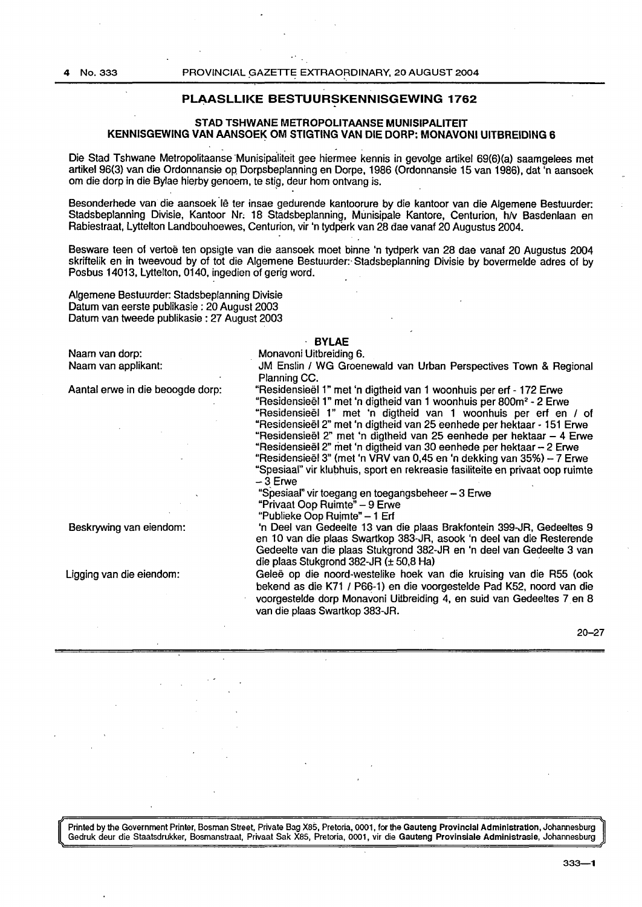## PLAASLLIKE BESTUURSKENNISGEWING 1762

### STAD TSHWANE METROPOLITAANSE MUNISIPALITEIT
### KENNISGEWING VAN AANSOEK OM STIGTING VAN DIE DORP: MONAVONI UITBREIDING 6

Die Stad Tshwane Metropolitaanse Munisipaliteit gee hiermee kennis in gevolge artikel 69(6)(a) saamgelees met artikel 96(3) van die Ordonnansie op Dorpsbeplanning en Dorpe, 1986 (Ordonnansie 15 van 1986), dat 'n aansoek om die dorp in die Bylae hierby genoem, te stig, deur hom ontvang is.

Besonderhede van die aansoek lê ter insae gedurende kantoorure by die kantoor van die Algemene Bestuurder: Stadsbeplanning Divisie, Kantoor Nr. 18 Stadsbeplanning, Munisipale Kantore, Centurion, h/v Basdenlaan en Rabiestraat, Lyttelton Landbouhoewes, Centurion, vir 'n tydperk van 28 dae vanaf 20 Augustus 2004.

Besware teen of vertoë ten opsigte van die aansoek moet binne 'n tydperk van 28 dae vanaf 20 Augustus 2004 skriftelik en in tweevoud by of tot die Algemene Bestuurder: Stadsbeplanning Divisie by bovermelde adres of by Posbus 14013, Lyttelton, 0140, ingedien of gerig word.

Algemene Bestuurder: Stadsbeplanning Divisie
Datum van eerste publikasie : 20 August 2003
Datum van tweede publikasie : 27 August 2003

**BYLAE**

Naam van dorp: Monavoni Uitbreiding 6.

Naam van applikant: JM Enslin / WG Groenewald van Urban Perspectives Town & Regional Planning CC.

Aantal erwe in die beoogde dorp:
"Residensieël 1" met 'n digtheid van 1 woonhuis per erf - 172 Erwe
"Residensieël 1" met 'n digtheid van 1 woonhuis per 800m² - 2 Erwe
"Residensieël 1" met 'n digtheid van 1 woonhuis per erf en / of "Residensieël 2" met 'n digtheid van 25 eenhede per hektaar - 151 Erwe
"Residensieël 2" met 'n digtheid van 25 eenhede per hektaar – 4 Erwe
"Residensieël 2" met 'n digtheid van 30 eenhede per hektaar – 2 Erwe
"Residensieël 3" (met 'n VRV van 0,45 en 'n dekking van 35%) – 7 Erwe
"Spesiaal" vir klubhuis, sport en rekreasie fasiliteite en privaat oop ruimte – 3 Erwe
"Spesiaal" vir toegang en toegangsbeheer – 3 Erwe
"Privaat Oop Ruimte" – 9 Erwe
"Publieke Oop Ruimte" – 1 Erf

Beskrywing van eiendom: 'n Deel van Gedeelte 13 van die plaas Brakfontein 399-JR, Gedeeltes 9 en 10 van die plaas Swartkop 383-JR, asook 'n deel van die Resterende Gedeelte van die plaas Stukgrond 382-JR en 'n deel van Gedeelte 3 van die plaas Stukgrond 382-JR (± 50,8 Ha)

Ligging van die eiendom: Geleë op die noord-westelike hoek van die kruising van die R55 (ook bekend as die K71 / P66-1) en die voorgestelde Pad K52, noord van die voorgestelde dorp Monavoni Uitbreiding 4, en suid van Gedeeltes 7 en 8 van die plaas Swartkop 383-JR.

20–27

Printed by the Government Printer, Bosman Street, Private Bag X85, Pretoria, 0001, for the Gauteng Provincial Administration, Johannesburg
Gedruk deur die Staatsdrukker, Bosmanstraat, Privaat Sak X85, Pretoria, 0001, vir die Gauteng Provinsiale Administrasie, Johannesburg